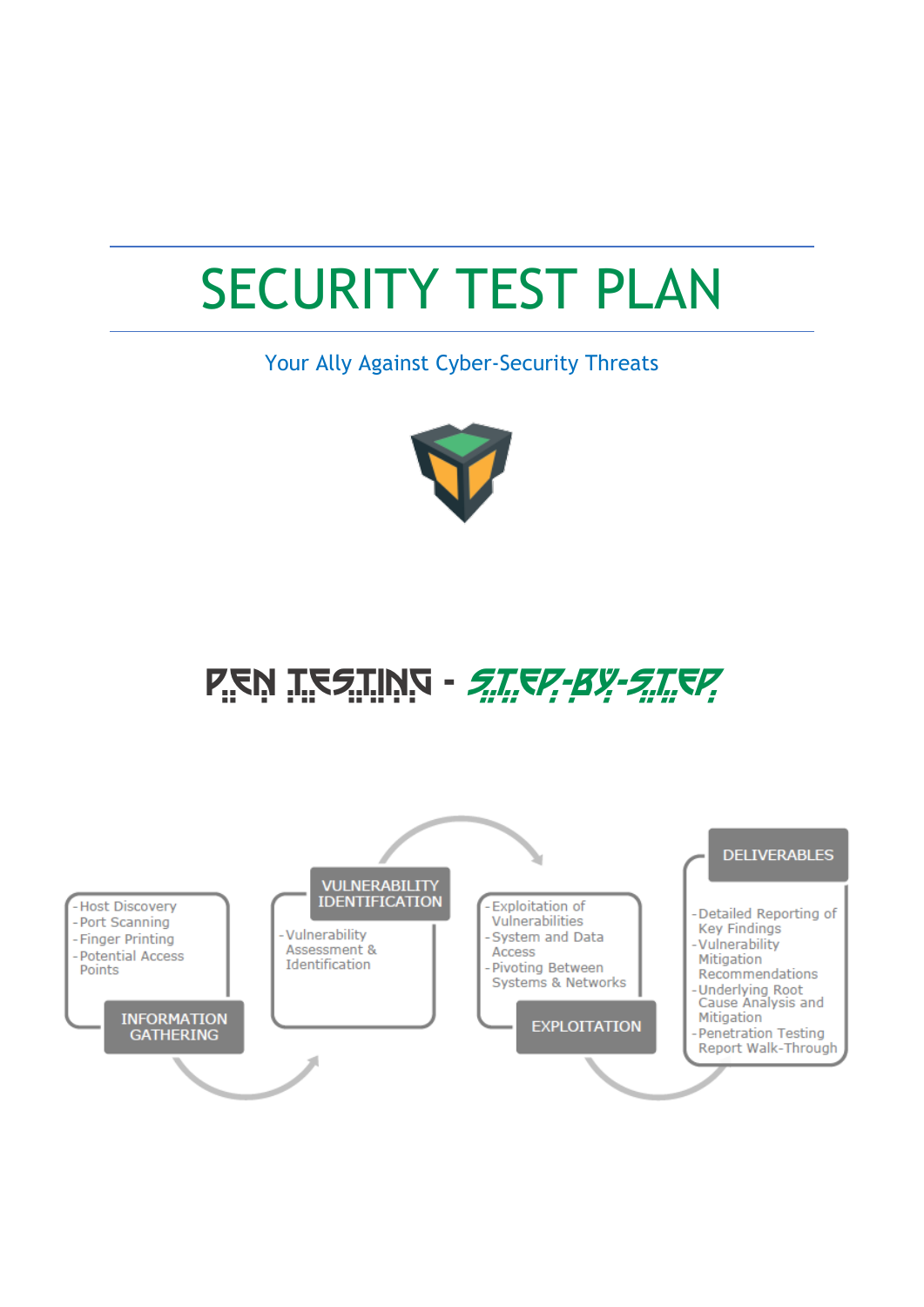# SECURITY TEST PLAN

Your Ally Against Cyber-Security Threats

## PEN TESTING - STEP-BY-STEP

**INFORMATION GATHERING**

- Host Discovery
- Port Scanning
- Finger Printing
- Potential Access Points

**VULNERABILITY IDENTIFICATION**

- Vulnerability Assessment & Identification

**EXPLOITATION**

- Exploitation of Vulnerabilities
- System and Data Access
- Pivoting Between Systems & Networks

**DELIVERABLES**

- Detailed Reporting of Key Findings
- Vulnerability Mitigation Recommendations
- Underlying Root Cause Analysis and Mitigation
- Penetration Testing Report Walk-Through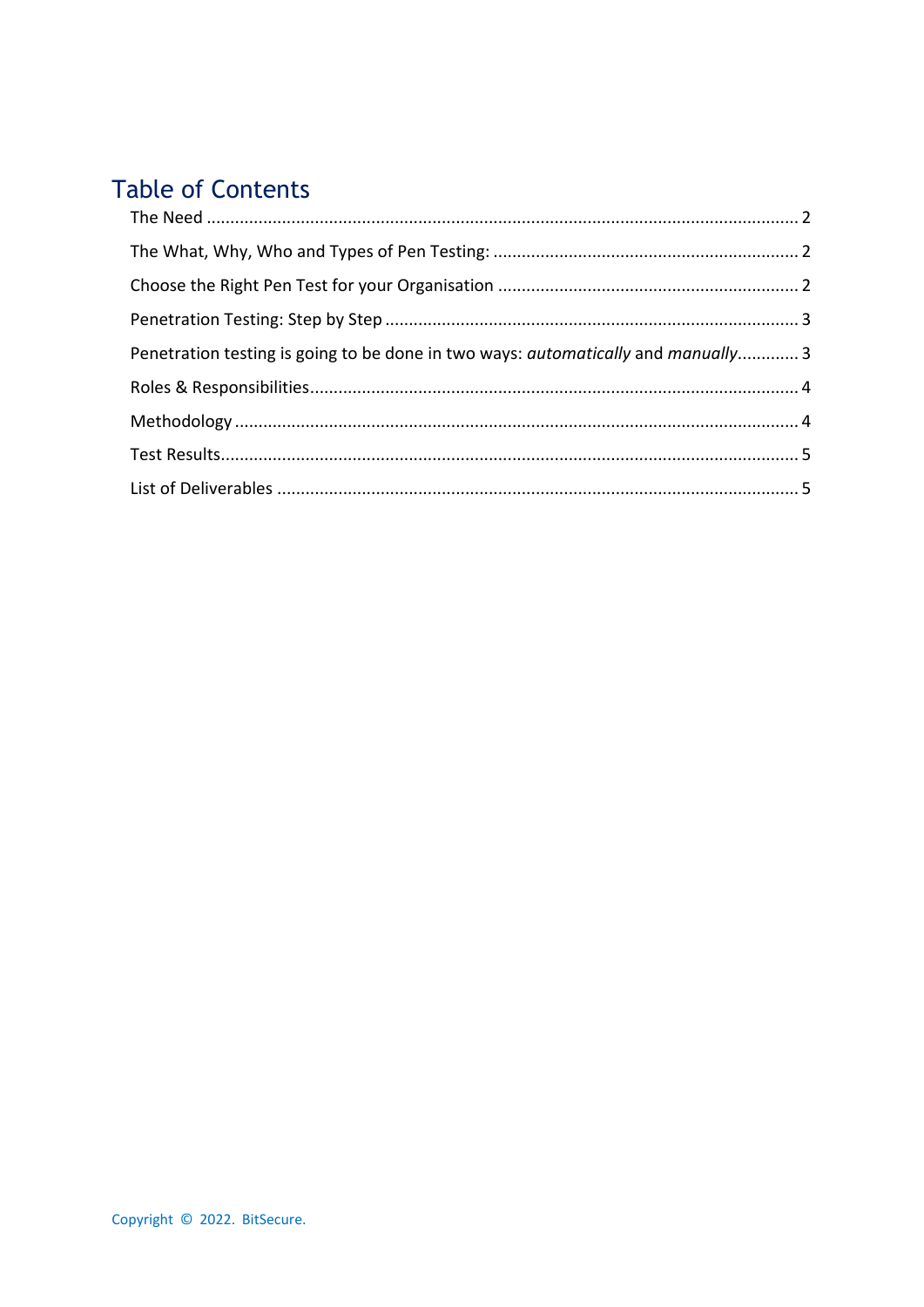# Table of Contents

The Need ............................................................................................................................ 2

The What, Why, Who and Types of Pen Testing: ................................................................. 2

Choose the Right Pen Test for your Organisation ............................................................... 2

Penetration Testing: Step by Step ...................................................................................... 3

Penetration testing is going to be done in two ways: *automatically* and *manually*............ 3

Roles & Responsibilities...................................................................................................... 4

Methodology ...................................................................................................................... 4

Test Results......................................................................................................................... 5

List of Deliverables ............................................................................................................. 5

Copyright © 2022. BitSecure.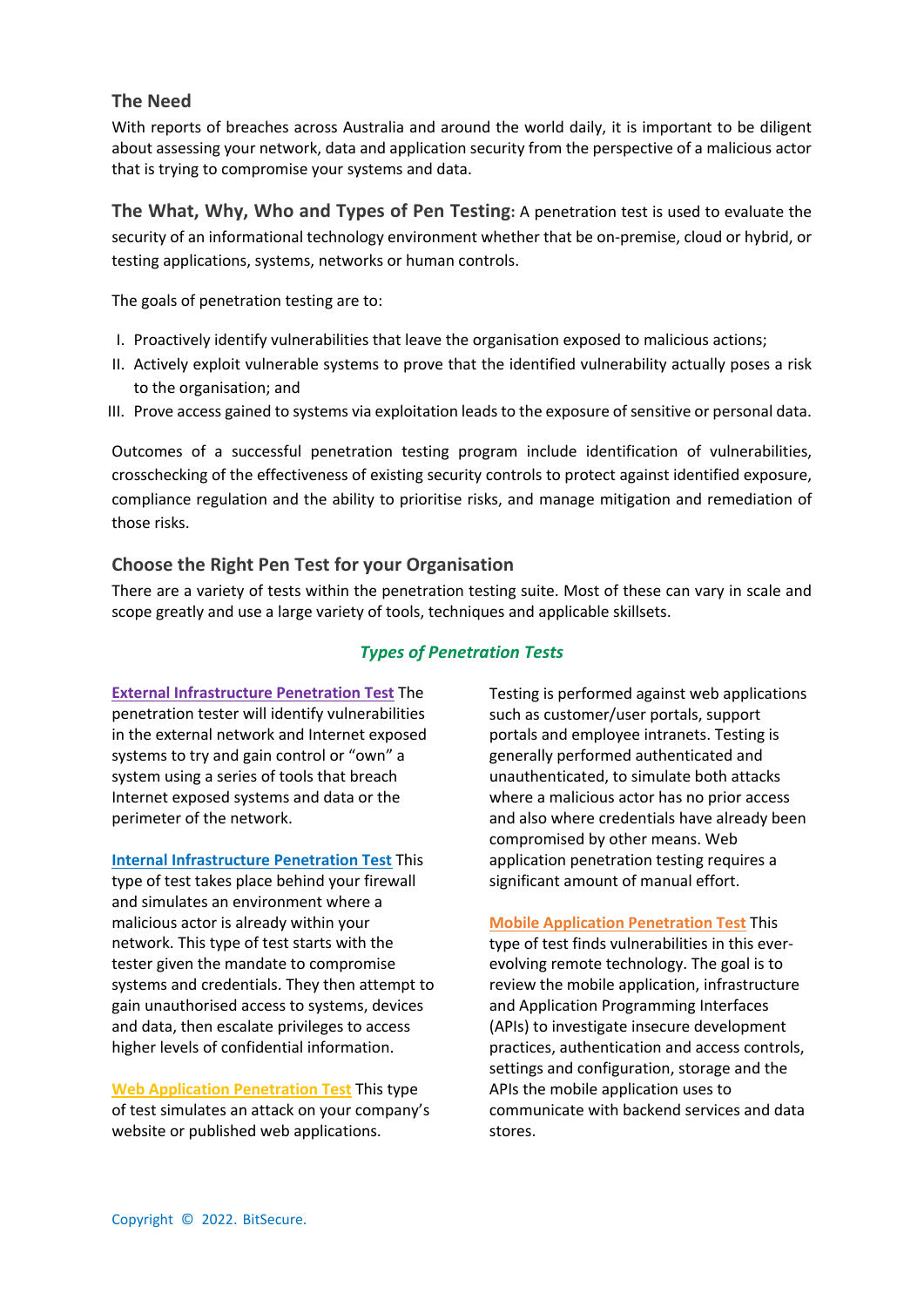## The Need

With reports of breaches across Australia and around the world daily, it is important to be diligent about assessing your network, data and application security from the perspective of a malicious actor that is trying to compromise your systems and data.

**The What, Why, Who and Types of Pen Testing:** A penetration test is used to evaluate the security of an informational technology environment whether that be on-premise, cloud or hybrid, or testing applications, systems, networks or human controls.

The goals of penetration testing are to:

I. Proactively identify vulnerabilities that leave the organisation exposed to malicious actions;
II. Actively exploit vulnerable systems to prove that the identified vulnerability actually poses a risk to the organisation; and
III. Prove access gained to systems via exploitation leads to the exposure of sensitive or personal data.

Outcomes of a successful penetration testing program include identification of vulnerabilities, crosschecking of the effectiveness of existing security controls to protect against identified exposure, compliance regulation and the ability to prioritise risks, and manage mitigation and remediation of those risks.

## Choose the Right Pen Test for your Organisation

There are a variety of tests within the penetration testing suite. Most of these can vary in scale and scope greatly and use a large variety of tools, techniques and applicable skillsets.

### *Types of Penetration Tests*

**External Infrastructure Penetration Test** The penetration tester will identify vulnerabilities in the external network and Internet exposed systems to try and gain control or "own" a system using a series of tools that breach Internet exposed systems and data or the perimeter of the network.

**Internal Infrastructure Penetration Test** This type of test takes place behind your firewall and simulates an environment where a malicious actor is already within your network. This type of test starts with the tester given the mandate to compromise systems and credentials. They then attempt to gain unauthorised access to systems, devices and data, then escalate privileges to access higher levels of confidential information.

**Web Application Penetration Test** This type of test simulates an attack on your company's website or published web applications. Testing is performed against web applications such as customer/user portals, support portals and employee intranets. Testing is generally performed authenticated and unauthenticated, to simulate both attacks where a malicious actor has no prior access and also where credentials have already been compromised by other means. Web application penetration testing requires a significant amount of manual effort.

**Mobile Application Penetration Test** This type of test finds vulnerabilities in this ever-evolving remote technology. The goal is to review the mobile application, infrastructure and Application Programming Interfaces (APIs) to investigate insecure development practices, authentication and access controls, settings and configuration, storage and the APIs the mobile application uses to communicate with backend services and data stores.

Copyright © 2022. BitSecure.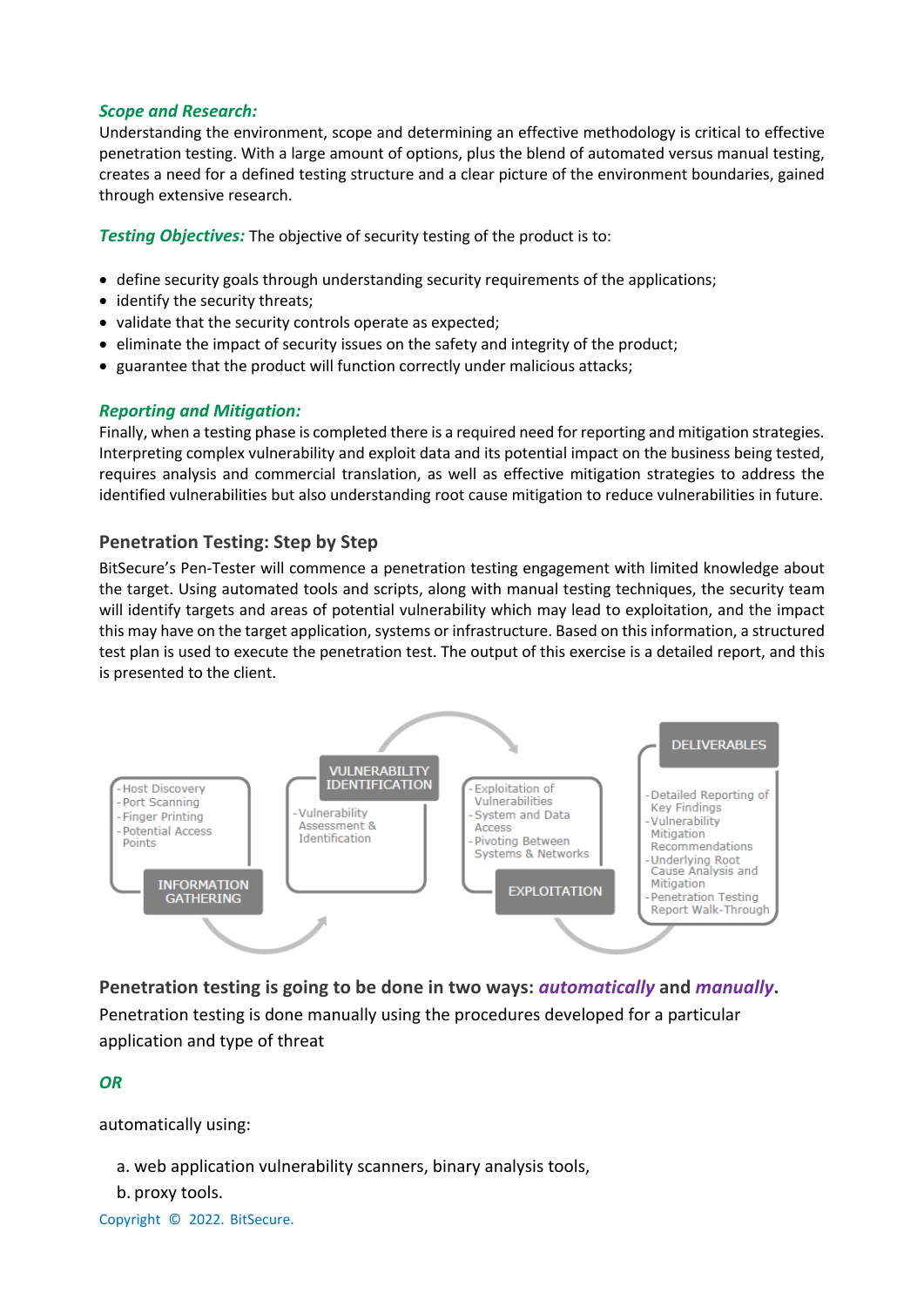***Scope and Research:***
Understanding the environment, scope and determining an effective methodology is critical to effective penetration testing. With a large amount of options, plus the blend of automated versus manual testing, creates a need for a defined testing structure and a clear picture of the environment boundaries, gained through extensive research.

***Testing Objectives:*** The objective of security testing of the product is to:

- define security goals through understanding security requirements of the applications;
- identify the security threats;
- validate that the security controls operate as expected;
- eliminate the impact of security issues on the safety and integrity of the product;
- guarantee that the product will function correctly under malicious attacks;

***Reporting and Mitigation:***
Finally, when a testing phase is completed there is a required need for reporting and mitigation strategies. Interpreting complex vulnerability and exploit data and its potential impact on the business being tested, requires analysis and commercial translation, as well as effective mitigation strategies to address the identified vulnerabilities but also understanding root cause mitigation to reduce vulnerabilities in future.

## Penetration Testing: Step by Step

BitSecure's Pen-Tester will commence a penetration testing engagement with limited knowledge about the target. Using automated tools and scripts, along with manual testing techniques, the security team will identify targets and areas of potential vulnerability which may lead to exploitation, and the impact this may have on the target application, systems or infrastructure. Based on this information, a structured test plan is used to execute the penetration test. The output of this exercise is a detailed report, and this is presented to the client.

**INFORMATION GATHERING**
- Host Discovery
- Port Scanning
- Finger Printing
- Potential Access Points

**VULNERABILITY IDENTIFICATION**
- Vulnerability Assessment & Identification

**EXPLOITATION**
- Exploitation of Vulnerabilities
- System and Data Access
- Pivoting Between Systems & Networks

**DELIVERABLES**
- Detailed Reporting of Key Findings
- Vulnerability Mitigation Recommendations
- Underlying Root Cause Analysis and Mitigation
- Penetration Testing Report Walk-Through

**Penetration testing is going to be done in two ways: *automatically* and *manually*.**
Penetration testing is done manually using the procedures developed for a particular application and type of threat

***OR***

automatically using:

a. web application vulnerability scanners, binary analysis tools,
b. proxy tools.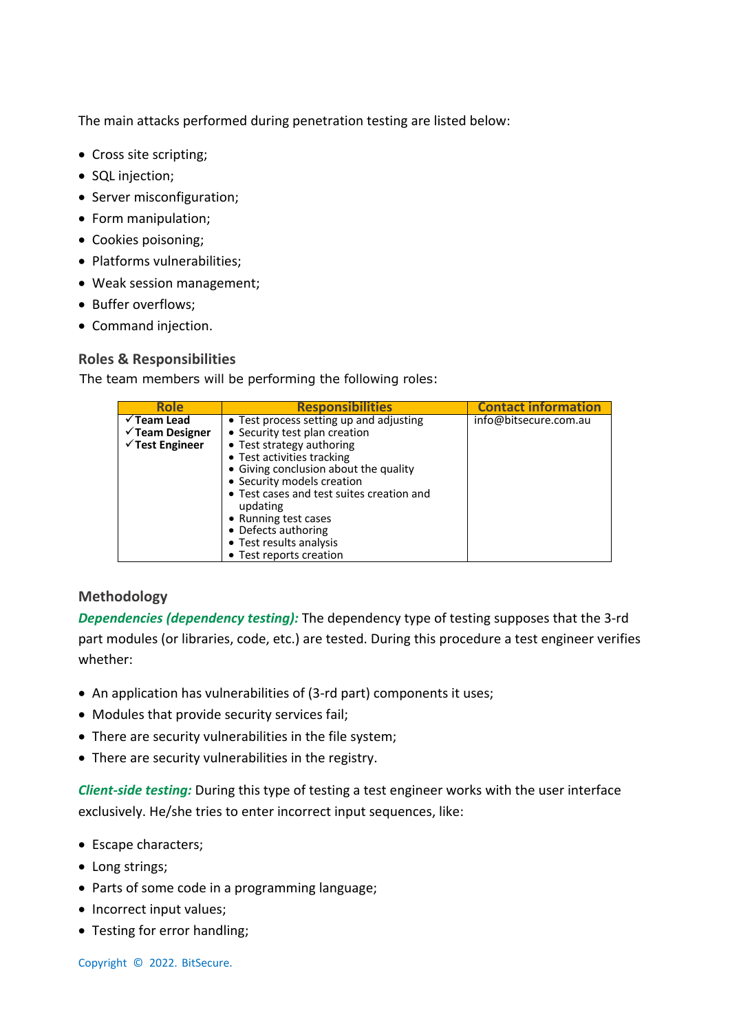The main attacks performed during penetration testing are listed below:

- Cross site scripting;
- SQL injection;
- Server misconfiguration;
- Form manipulation;
- Cookies poisoning;
- Platforms vulnerabilities;
- Weak session management;
- Buffer overflows;
- Command injection.

### Roles & Responsibilities

The team members will be performing the following roles:

| Role | Responsibilities | Contact information |
|---|---|---|
| ✓**Team Lead**<br>✓**Team Designer**<br>✓**Test Engineer** | • Test process setting up and adjusting<br>• Security test plan creation<br>• Test strategy authoring<br>• Test activities tracking<br>• Giving conclusion about the quality<br>• Security models creation<br>• Test cases and test suites creation and updating<br>• Running test cases<br>• Defects authoring<br>• Test results analysis<br>• Test reports creation | info@bitsecure.com.au |

### Methodology

***Dependencies (dependency testing):*** The dependency type of testing supposes that the 3-rd part modules (or libraries, code, etc.) are tested. During this procedure a test engineer verifies whether:

- An application has vulnerabilities of (3-rd part) components it uses;
- Modules that provide security services fail;
- There are security vulnerabilities in the file system;
- There are security vulnerabilities in the registry.

***Client-side testing:*** During this type of testing a test engineer works with the user interface exclusively. He/she tries to enter incorrect input sequences, like:

- Escape characters;
- Long strings;
- Parts of some code in a programming language;
- Incorrect input values;
- Testing for error handling;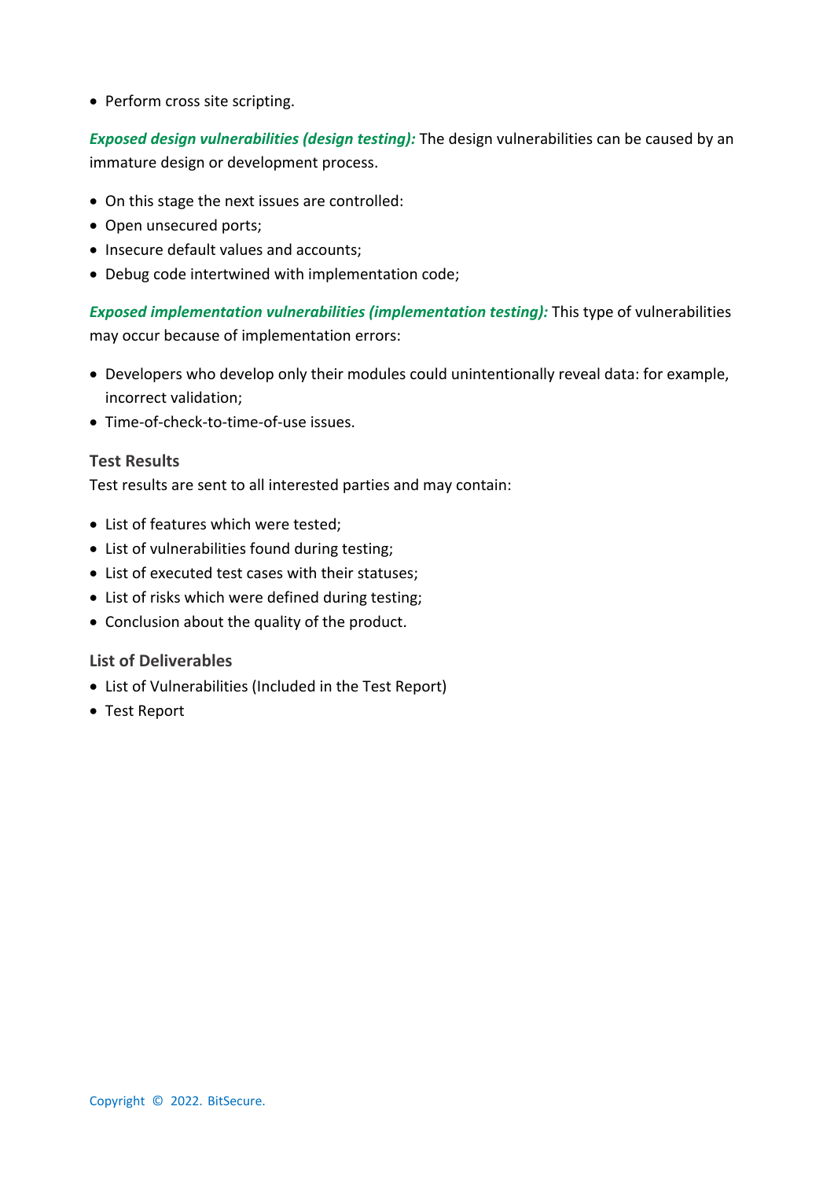- Perform cross site scripting.

***Exposed design vulnerabilities (design testing):*** The design vulnerabilities can be caused by an immature design or development process.

- On this stage the next issues are controlled:
- Open unsecured ports;
- Insecure default values and accounts;
- Debug code intertwined with implementation code;

***Exposed implementation vulnerabilities (implementation testing):*** This type of vulnerabilities may occur because of implementation errors:

- Developers who develop only their modules could unintentionally reveal data: for example, incorrect validation;
- Time-of-check-to-time-of-use issues.

### Test Results

Test results are sent to all interested parties and may contain:

- List of features which were tested;
- List of vulnerabilities found during testing;
- List of executed test cases with their statuses;
- List of risks which were defined during testing;
- Conclusion about the quality of the product.

### List of Deliverables

- List of Vulnerabilities (Included in the Test Report)
- Test Report

Copyright © 2022. BitSecure.